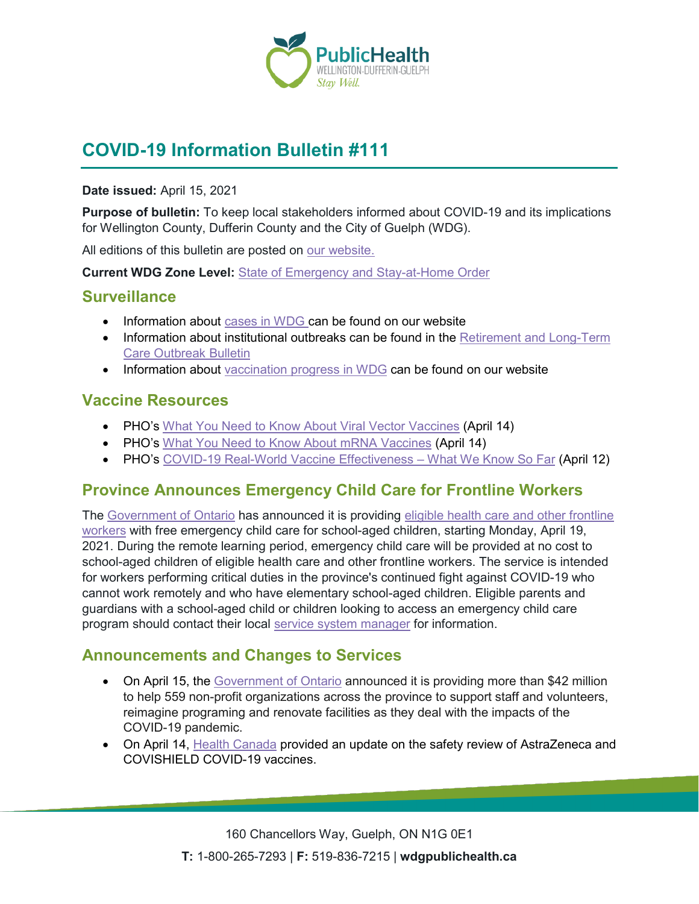# COVID-19 Information Bulletin #111

**Date issued:** April 15, 2021

**Purpose of bulletin:** To keep local stakeholders informed about COVID-19 and its implications for Wellington County, Dufferin County and the City of Guelph (WDG).

All editions of this bulletin are posted on our website.

**Current WDG Zone Level:** State of Emergency and Stay-at-Home Order

## Surveillance

- Information about cases in WDG can be found on our website
- Information about institutional outbreaks can be found in the Retirement and Long-Term Care Outbreak Bulletin
- Information about vaccination progress in WDG can be found on our website

## Vaccine Resources

- PHO's What You Need to Know About Viral Vector Vaccines (April 14)
- PHO's What You Need to Know About mRNA Vaccines (April 14)
- PHO's COVID-19 Real-World Vaccine Effectiveness – What We Know So Far (April 12)

## Province Announces Emergency Child Care for Frontline Workers

The Government of Ontario has announced it is providing eligible health care and other frontline workers with free emergency child care for school-aged children, starting Monday, April 19, 2021. During the remote learning period, emergency child care will be provided at no cost to school-aged children of eligible health care and other frontline workers. The service is intended for workers performing critical duties in the province's continued fight against COVID-19 who cannot work remotely and who have elementary school-aged children. Eligible parents and guardians with a school-aged child or children looking to access an emergency child care program should contact their local service system manager for information.

## Announcements and Changes to Services

- On April 15, the Government of Ontario announced it is providing more than $42 million to help 559 non-profit organizations across the province to support staff and volunteers, reimagine programing and renovate facilities as they deal with the impacts of the COVID-19 pandemic.
- On April 14, Health Canada provided an update on the safety review of AstraZeneca and COVISHIELD COVID-19 vaccines.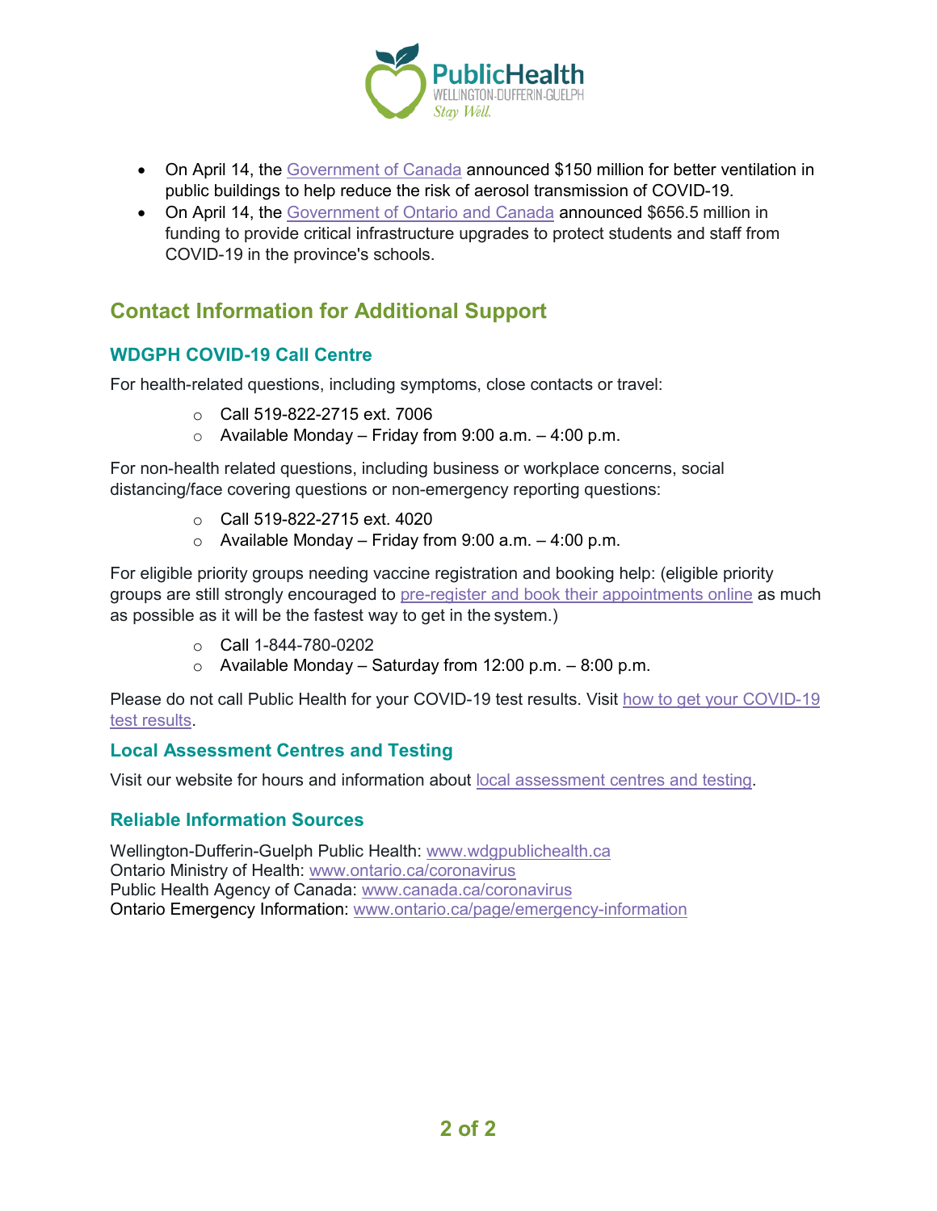- On April 14, the Government of Canada announced $150 million for better ventilation in public buildings to help reduce the risk of aerosol transmission of COVID-19.
- On April 14, the Government of Ontario and Canada announced $656.5 million in funding to provide critical infrastructure upgrades to protect students and staff from COVID-19 in the province's schools.

## Contact Information for Additional Support

### WDGPH COVID-19 Call Centre

For health-related questions, including symptoms, close contacts or travel:

- Call 519-822-2715 ext. 7006
- Available Monday – Friday from 9:00 a.m. – 4:00 p.m.

For non-health related questions, including business or workplace concerns, social distancing/face covering questions or non-emergency reporting questions:

- Call 519-822-2715 ext. 4020
- Available Monday – Friday from 9:00 a.m. – 4:00 p.m.

For eligible priority groups needing vaccine registration and booking help: (eligible priority groups are still strongly encouraged to pre-register and book their appointments online as much as possible as it will be the fastest way to get in the system.)

- Call 1-844-780-0202
- Available Monday – Saturday from 12:00 p.m. – 8:00 p.m.

Please do not call Public Health for your COVID-19 test results. Visit how to get your COVID-19 test results.

### Local Assessment Centres and Testing

Visit our website for hours and information about local assessment centres and testing.

### Reliable Information Sources

Wellington-Dufferin-Guelph Public Health: www.wdgpublichealth.ca
Ontario Ministry of Health: www.ontario.ca/coronavirus
Public Health Agency of Canada: www.canada.ca/coronavirus
Ontario Emergency Information: www.ontario.ca/page/emergency-information